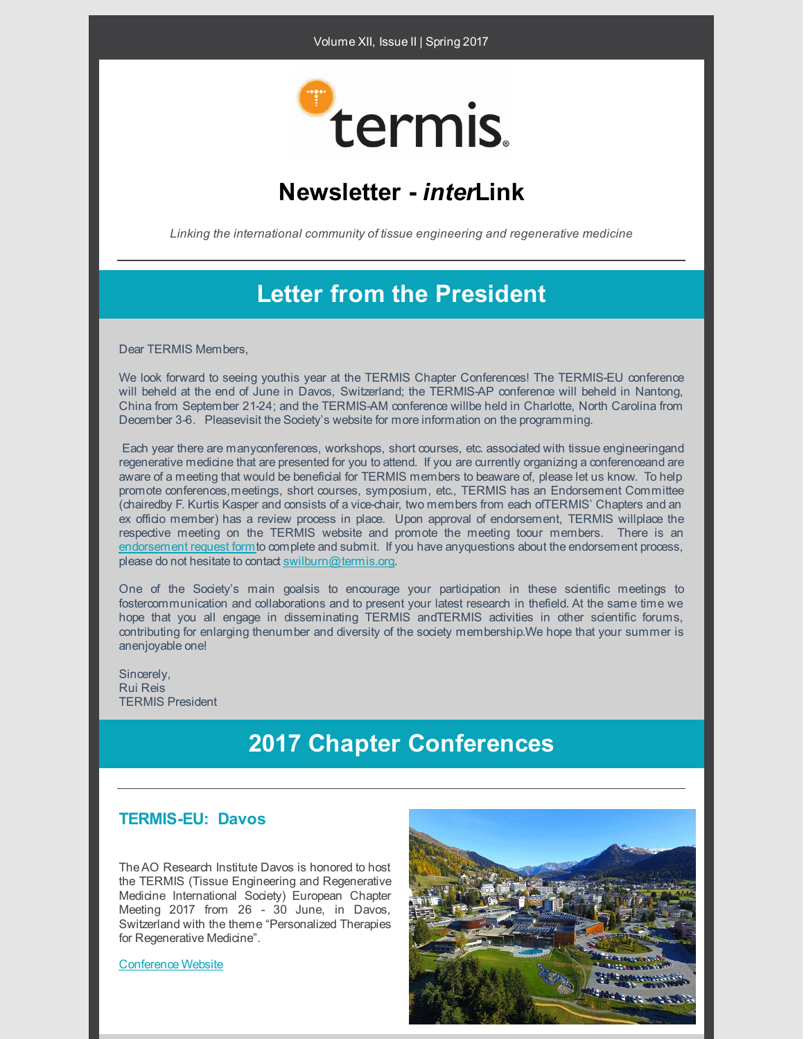# Newsletter - *inter*Link

*Linking the international community of tissue engineering and regenerative medicine*

---

## Letter from the President

Dear TERMIS Members,

We look forward to seeing youthis year at the TERMIS Chapter Conferences! The TERMIS-EU conference will beheld at the end of June in Davos, Switzerland; the TERMIS-AP conference will beheld in Nantong, China from September 21-24; and the TERMIS-AM conference willbe held in Charlotte, North Carolina from December 3-6. Pleasevisit the Society's website for more information on the programming.

Each year there are manyconferences, workshops, short courses, etc. associated with tissue engineeringand regenerative medicine that are presented for you to attend. If you are currently organizing a conferenceand are aware of a meeting that would be beneficial for TERMIS members to beaware of, please let us know. To help promote conferences,meetings, short courses, symposium, etc., TERMIS has an Endorsement Committee (chairedby F. Kurtis Kasper and consists of a vice-chair, two members from each ofTERMIS' Chapters and an ex officio member) has a review process in place. Upon approval of endorsement, TERMIS willplace the respective meeting on the TERMIS website and promote the meeting toour members. There is an endorsement request formto complete and submit. If you have anyquestions about the endorsement process, please do not hesitate to contact swilburn@termis.org.

One of the Society's main goalsis to encourage your participation in these scientific meetings to fostercommunication and collaborations and to present your latest research in thefield. At the same time we hope that you all engage in disseminating TERMIS andTERMIS activities in other scientific forums, contributing for enlarging thenumber and diversity of the society membership.We hope that your summer is anenjoyable one!

Sincerely,
Rui Reis
TERMIS President

## 2017 Chapter Conferences

---

### TERMIS-EU: Davos

The AO Research Institute Davos is honored to host the TERMIS (Tissue Engineering and Regenerative Medicine International Society) European Chapter Meeting 2017 from 26 - 30 June, in Davos, Switzerland with the theme "Personalized Therapies for Regenerative Medicine".

Conference Website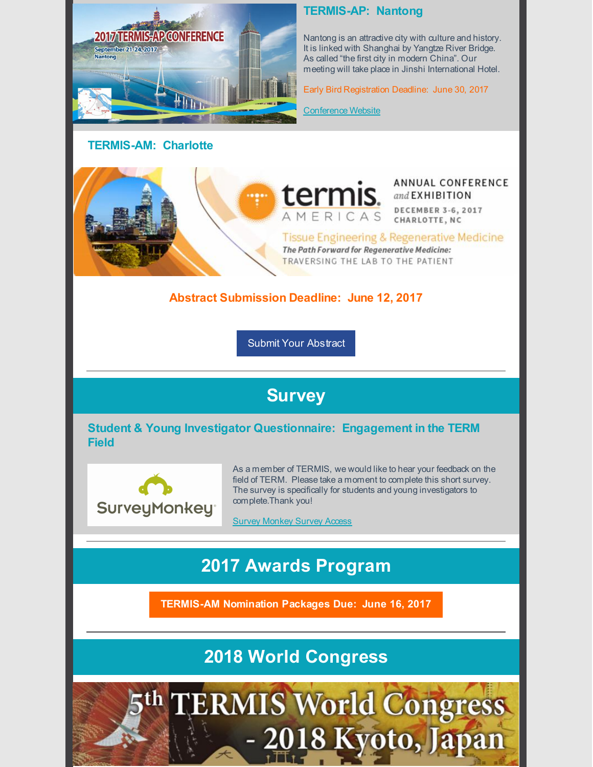### TERMIS-AP: Nantong

Nantong is an attractive city with culture and history. It is linked with Shanghai by Yangtze River Bridge. As called "the first city in modern China". Our meeting will take place in Jinshi International Hotel.

Early Bird Registration Deadline: June 30, 2017

Conference Website

### TERMIS-AM: Charlotte

**Abstract Submission Deadline: June 12, 2017**

Submit Your Abstract

---

## Survey

### Student & Young Investigator Questionnaire: Engagement in the TERM Field

As a member of TERMIS, we would like to hear your feedback on the field of TERM. Please take a moment to complete this short survey. The survey is specifically for students and young investigators to complete.Thank you!

Survey Monkey Survey Access

---

## 2017 Awards Program

**TERMIS-AM Nomination Packages Due: June 16, 2017**

---

## 2018 World Congress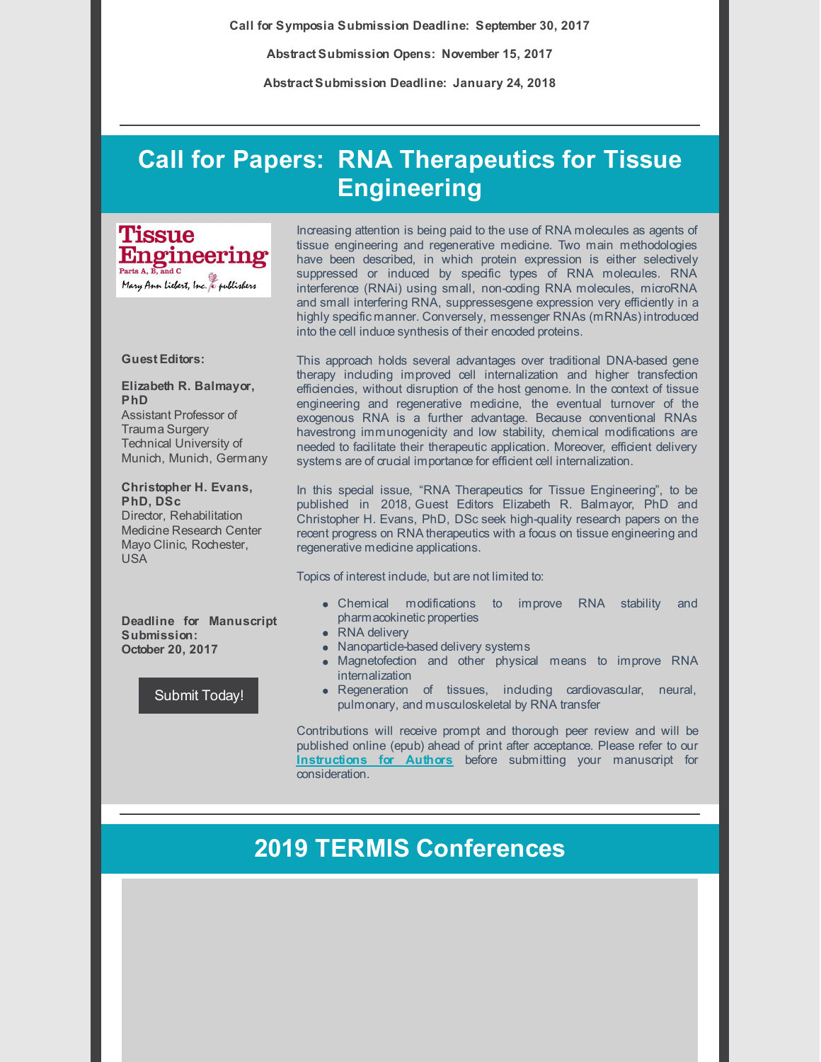**Call for Symposia Submission Deadline: September 30, 2017**

**Abstract Submission Opens: November 15, 2017**

**Abstract Submission Deadline: January 24, 2018**

# Call for Papers: RNA Therapeutics for Tissue Engineering

Tissue Engineering Parts A, B, and C
Mary Ann Liebert, Inc. publishers

**Guest Editors:**

**Elizabeth R. Balmayor, PhD**
Assistant Professor of Trauma Surgery
Technical University of Munich, Munich, Germany

**Christopher H. Evans, PhD, DSc**
Director, Rehabilitation Medicine Research Center
Mayo Clinic, Rochester, USA

**Deadline for Manuscript Submission: October 20, 2017**

Submit Today!

Increasing attention is being paid to the use of RNA molecules as agents of tissue engineering and regenerative medicine. Two main methodologies have been described, in which protein expression is either selectively suppressed or induced by specific types of RNA molecules. RNA interference (RNAi) using small, non-coding RNA molecules, microRNA and small interfering RNA, suppressesgene expression very efficiently in a highly specific manner. Conversely, messenger RNAs (mRNAs) introduced into the cell induce synthesis of their encoded proteins.

This approach holds several advantages over traditional DNA-based gene therapy including improved cell internalization and higher transfection efficiencies, without disruption of the host genome. In the context of tissue engineering and regenerative medicine, the eventual turnover of the exogenous RNA is a further advantage. Because conventional RNAs havestrong immunogenicity and low stability, chemical modifications are needed to facilitate their therapeutic application. Moreover, efficient delivery systems are of crucial importance for efficient cell internalization.

In this special issue, "RNA Therapeutics for Tissue Engineering", to be published in 2018, Guest Editors Elizabeth R. Balmayor, PhD and Christopher H. Evans, PhD, DSc seek high-quality research papers on the recent progress on RNA therapeutics with a focus on tissue engineering and regenerative medicine applications.

Topics of interest include, but are not limited to:

- Chemical modifications to improve RNA stability and pharmacokinetic properties
- RNA delivery
- Nanoparticle-based delivery systems
- Magnetofection and other physical means to improve RNA internalization
- Regeneration of tissues, including cardiovascular, neural, pulmonary, and musculoskeletal by RNA transfer

Contributions will receive prompt and thorough peer review and will be published online (epub) ahead of print after acceptance. Please refer to our **Instructions for Authors** before submitting your manuscript for consideration.

# 2019 TERMIS Conferences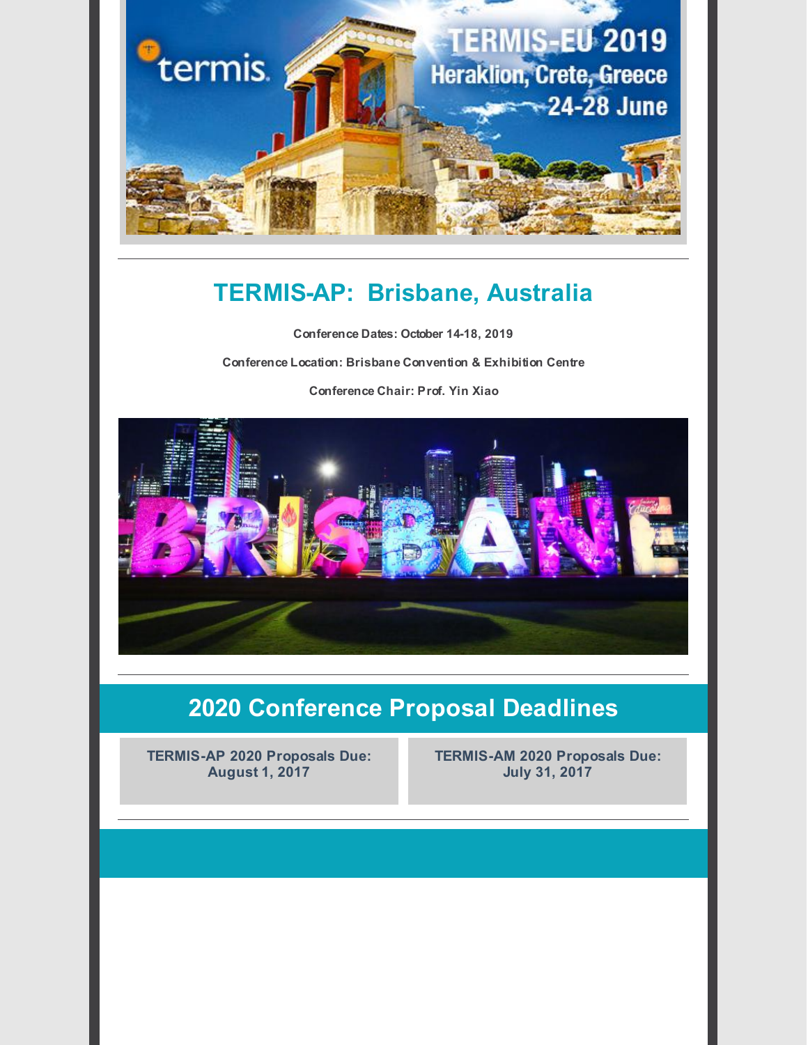## TERMIS-AP: Brisbane, Australia

**Conference Dates: October 14-18, 2019**

**Conference Location: Brisbane Convention & Exhibition Centre**

**Conference Chair: Prof. Yin Xiao**

## 2020 Conference Proposal Deadlines

**TERMIS-AP 2020 Proposals Due: August 1, 2017**

**TERMIS-AM 2020 Proposals Due: July 31, 2017**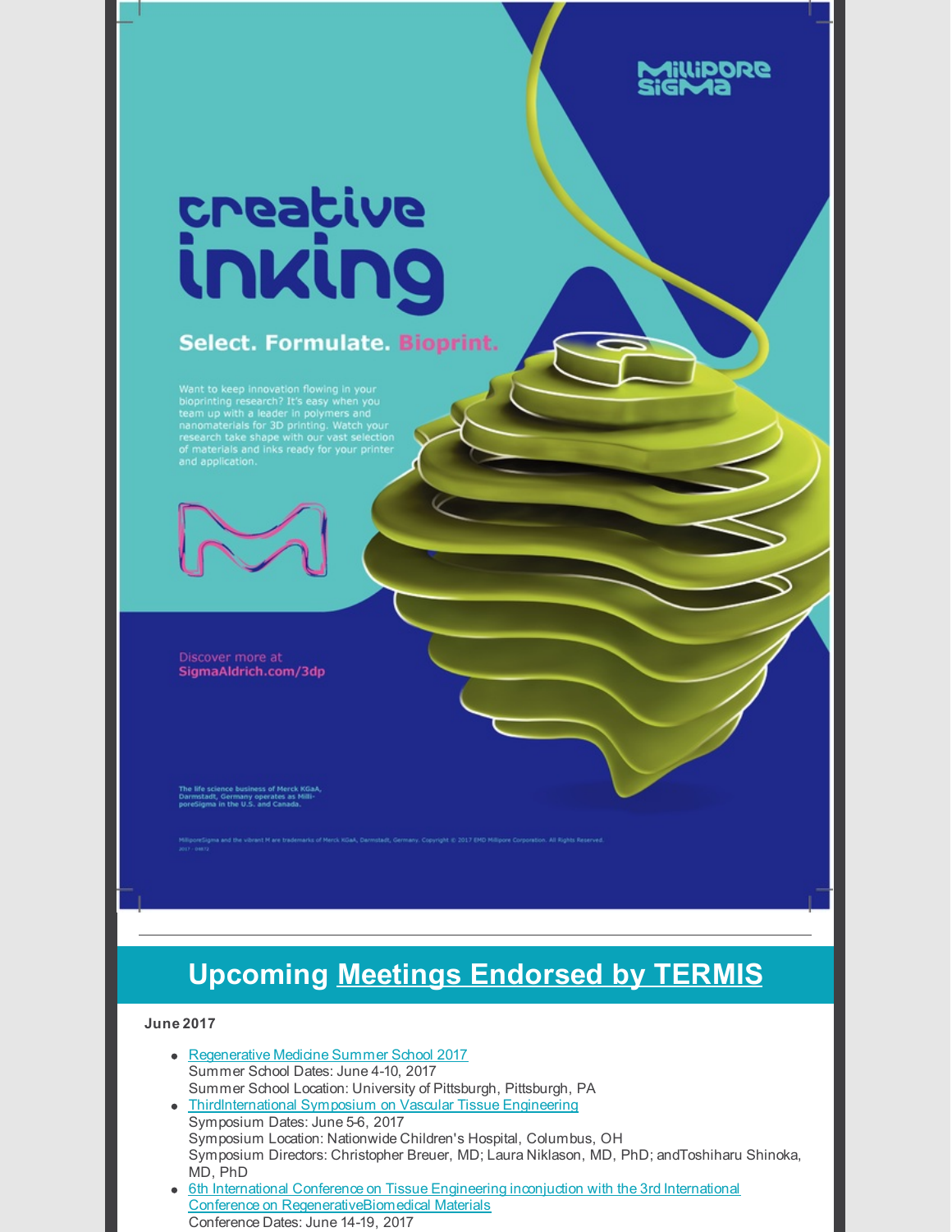# creative inking

**Select. Formulate. Bioprint.**

Want to keep innovation flowing in your bioprinting research? It's easy when you team up with a leader in polymers and nanomaterials for 3D printing. Watch your research take shape with our vast selection of materials and inks ready for your printer and application.

Discover more at
**SigmaAldrich.com/3dp**

The life science business of Merck KGaA, Darmstadt, Germany operates as MilliporeSigma in the U.S. and Canada.

MilliporeSigma and the vibrant M are trademarks of Merck KGaA, Darmstadt, Germany. Copyright © 2017 EMD Millipore Corporation. All Rights Reserved.

---

## Upcoming Meetings Endorsed by TERMIS

**June 2017**

- Regenerative Medicine Summer School 2017
  Summer School Dates: June 4-10, 2017
  Summer School Location: University of Pittsburgh, Pittsburgh, PA
- ThirdInternational Symposium on Vascular Tissue Engineering
  Symposium Dates: June 5-6, 2017
  Symposium Location: Nationwide Children's Hospital, Columbus, OH
  Symposium Directors: Christopher Breuer, MD; Laura Niklason, MD, PhD; andToshiharu Shinoka, MD, PhD
- 6th International Conference on Tissue Engineering inconjuction with the 3rd International Conference on RegenerativeBiomedical Materials
  Conference Dates: June 14-19, 2017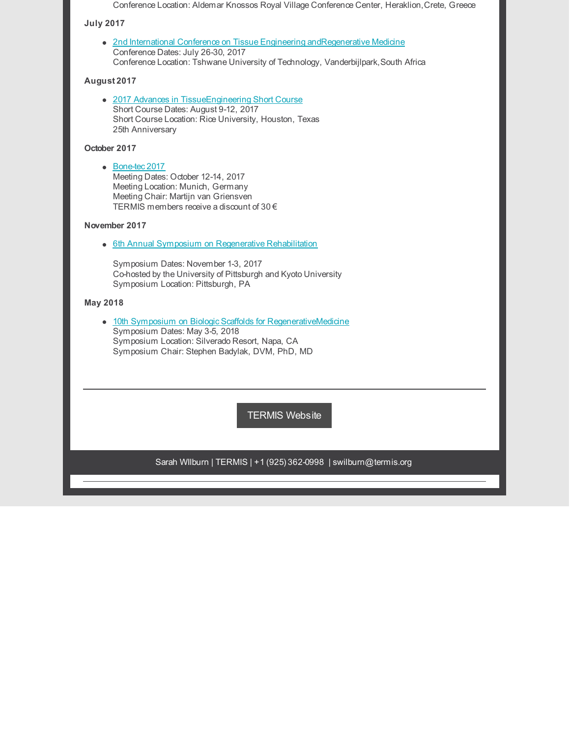Conference Location: Aldemar Knossos Royal Village Conference Center, Heraklion, Crete, Greece

**July 2017**

- 2nd International Conference on Tissue Engineering andRegenerative Medicine
  Conference Dates: July 26-30, 2017
  Conference Location: Tshwane University of Technology, Vanderbijlpark, South Africa

**August 2017**

- 2017 Advances in TissueEngineering Short Course
  Short Course Dates: August 9-12, 2017
  Short Course Location: Rice University, Houston, Texas
  25th Anniversary

**October 2017**

- Bone-tec 2017
  Meeting Dates: October 12-14, 2017
  Meeting Location: Munich, Germany
  Meeting Chair: Martijn van Griensven
  TERMIS members receive a discount of 30 €

**November 2017**

- 6th Annual Symposium on Regenerative Rehabilitation

  Symposium Dates: November 1-3, 2017
  Co-hosted by the University of Pittsburgh and Kyoto University
  Symposium Location: Pittsburgh, PA

**May 2018**

- 10th Symposium on Biologic Scaffolds for RegenerativeMedicine
  Symposium Dates: May 3-5, 2018
  Symposium Location: Silverado Resort, Napa, CA
  Symposium Chair: Stephen Badylak, DVM, PhD, MD

---

TERMIS Website

Sarah WIlburn | TERMIS | +1 (925) 362-0998 | swilburn@termis.org